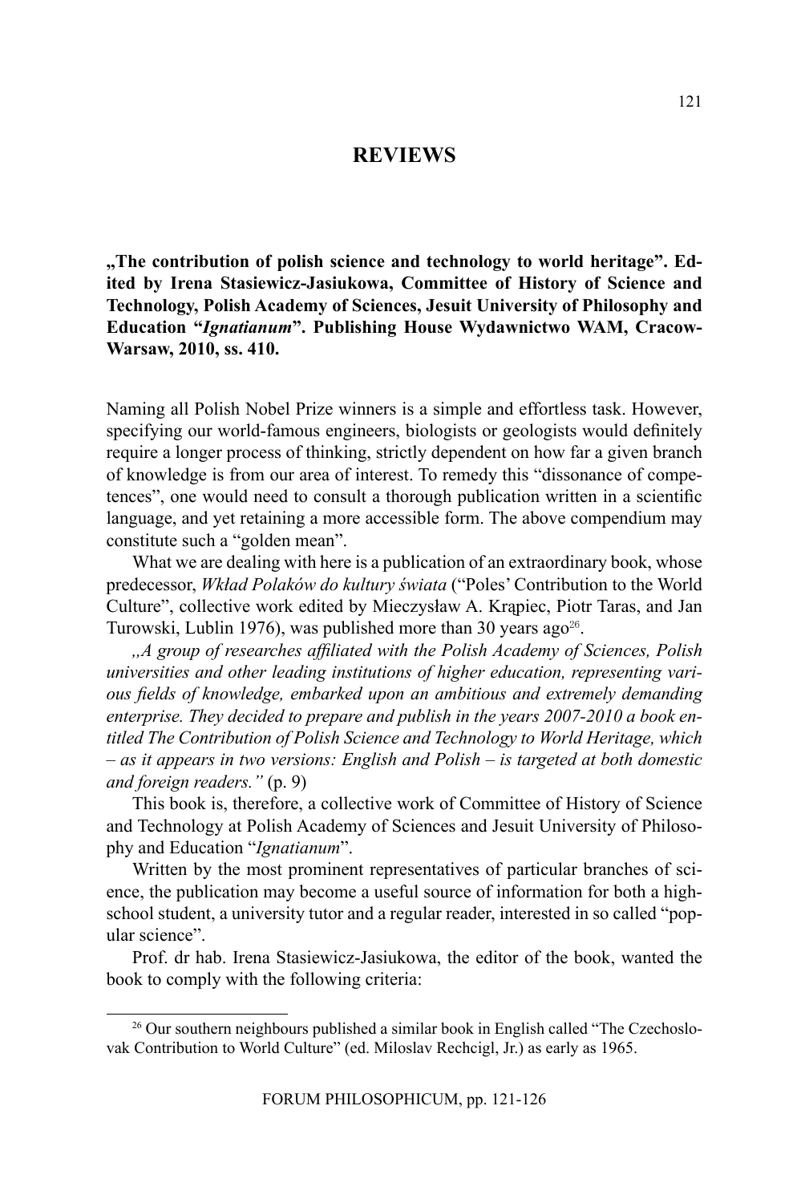## REVIEWS

**„The contribution of polish science and technology to world heritage". Edited by Irena Stasiewicz-Jasiukowa, Committee of History of Science and Technology, Polish Academy of Sciences, Jesuit University of Philosophy and Education "*Ignatianum*". Publishing House Wydawnictwo WAM, Cracow-Warsaw, 2010, ss. 410.**

Naming all Polish Nobel Prize winners is a simple and effortless task. However, specifying our world-famous engineers, biologists or geologists would definitely require a longer process of thinking, strictly dependent on how far a given branch of knowledge is from our area of interest. To remedy this "dissonance of competences", one would need to consult a thorough publication written in a scientific language, and yet retaining a more accessible form. The above compendium may constitute such a "golden mean".

What we are dealing with here is a publication of an extraordinary book, whose predecessor, *Wkład Polaków do kultury świata* ("Poles' Contribution to the World Culture", collective work edited by Mieczysław A. Krąpiec, Piotr Taras, and Jan Turowski, Lublin 1976), was published more than 30 years ago[26].

*„A group of researches affiliated with the Polish Academy of Sciences, Polish universities and other leading institutions of higher education, representing various fields of knowledge, embarked upon an ambitious and extremely demanding enterprise. They decided to prepare and publish in the years 2007-2010 a book entitled The Contribution of Polish Science and Technology to World Heritage, which – as it appears in two versions: English and Polish – is targeted at both domestic and foreign readers."* (p. 9)

This book is, therefore, a collective work of Committee of History of Science and Technology at Polish Academy of Sciences and Jesuit University of Philosophy and Education "*Ignatianum*".

Written by the most prominent representatives of particular branches of science, the publication may become a useful source of information for both a high-school student, a university tutor and a regular reader, interested in so called "popular science".

Prof. dr hab. Irena Stasiewicz-Jasiukowa, the editor of the book, wanted the book to comply with the following criteria:

[26] Our southern neighbours published a similar book in English called "The Czechoslovak Contribution to World Culture" (ed. Miloslav Rechcigl, Jr.) as early as 1965.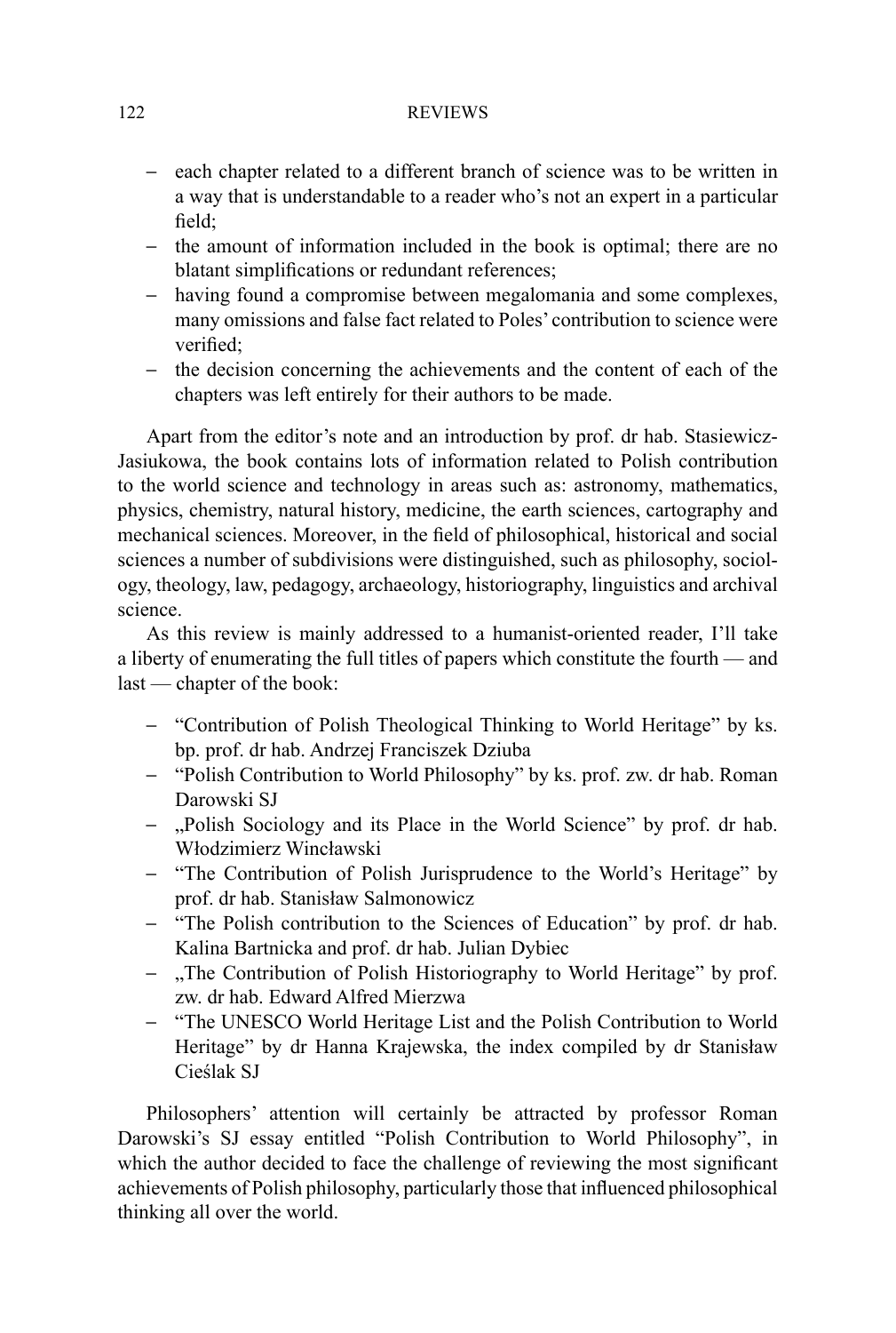- each chapter related to a different branch of science was to be written in a way that is understandable to a reader who's not an expert in a particular field;
- the amount of information included in the book is optimal; there are no blatant simplifications or redundant references;
- having found a compromise between megalomania and some complexes, many omissions and false fact related to Poles' contribution to science were verified;
- the decision concerning the achievements and the content of each of the chapters was left entirely for their authors to be made.

Apart from the editor's note and an introduction by prof. dr hab. Stasiewicz-Jasiukowa, the book contains lots of information related to Polish contribution to the world science and technology in areas such as: astronomy, mathematics, physics, chemistry, natural history, medicine, the earth sciences, cartography and mechanical sciences. Moreover, in the field of philosophical, historical and social sciences a number of subdivisions were distinguished, such as philosophy, sociology, theology, law, pedagogy, archaeology, historiography, linguistics and archival science.

As this review is mainly addressed to a humanist-oriented reader, I'll take a liberty of enumerating the full titles of papers which constitute the fourth — and last — chapter of the book:

- "Contribution of Polish Theological Thinking to World Heritage" by ks. bp. prof. dr hab. Andrzej Franciszek Dziuba
- "Polish Contribution to World Philosophy" by ks. prof. zw. dr hab. Roman Darowski SJ
- „Polish Sociology and its Place in the World Science" by prof. dr hab. Włodzimierz Wincławski
- "The Contribution of Polish Jurisprudence to the World's Heritage" by prof. dr hab. Stanisław Salmonowicz
- "The Polish contribution to the Sciences of Education" by prof. dr hab. Kalina Bartnicka and prof. dr hab. Julian Dybiec
- „The Contribution of Polish Historiography to World Heritage" by prof. zw. dr hab. Edward Alfred Mierzwa
- "The UNESCO World Heritage List and the Polish Contribution to World Heritage" by dr Hanna Krajewska, the index compiled by dr Stanisław Cieślak SJ

Philosophers' attention will certainly be attracted by professor Roman Darowski's SJ essay entitled "Polish Contribution to World Philosophy", in which the author decided to face the challenge of reviewing the most significant achievements of Polish philosophy, particularly those that influenced philosophical thinking all over the world.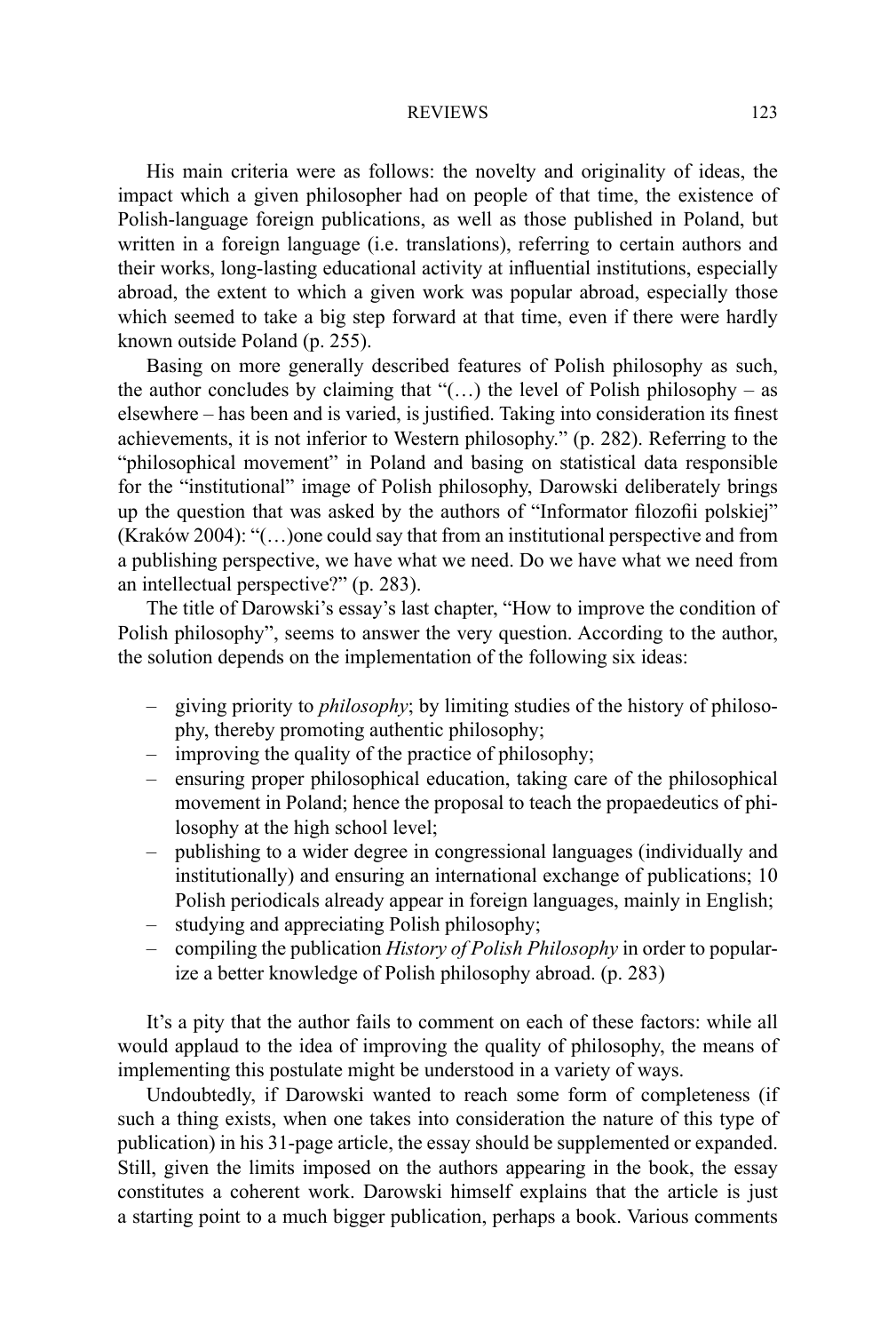His main criteria were as follows: the novelty and originality of ideas, the impact which a given philosopher had on people of that time, the existence of Polish-language foreign publications, as well as those published in Poland, but written in a foreign language (i.e. translations), referring to certain authors and their works, long-lasting educational activity at influential institutions, especially abroad, the extent to which a given work was popular abroad, especially those which seemed to take a big step forward at that time, even if there were hardly known outside Poland (p. 255).

Basing on more generally described features of Polish philosophy as such, the author concludes by claiming that "(…) the level of Polish philosophy – as elsewhere – has been and is varied, is justified. Taking into consideration its finest achievements, it is not inferior to Western philosophy." (p. 282). Referring to the "philosophical movement" in Poland and basing on statistical data responsible for the "institutional" image of Polish philosophy, Darowski deliberately brings up the question that was asked by the authors of "Informator filozofii polskiej" (Kraków 2004): "(…)one could say that from an institutional perspective and from a publishing perspective, we have what we need. Do we have what we need from an intellectual perspective?" (p. 283).

The title of Darowski's essay's last chapter, "How to improve the condition of Polish philosophy", seems to answer the very question. According to the author, the solution depends on the implementation of the following six ideas:

- giving priority to *philosophy*; by limiting studies of the history of philosophy, thereby promoting authentic philosophy;
- improving the quality of the practice of philosophy;
- ensuring proper philosophical education, taking care of the philosophical movement in Poland; hence the proposal to teach the propaedeutics of philosophy at the high school level;
- publishing to a wider degree in congressional languages (individually and institutionally) and ensuring an international exchange of publications; 10 Polish periodicals already appear in foreign languages, mainly in English;
- studying and appreciating Polish philosophy;
- compiling the publication *History of Polish Philosophy* in order to popularize a better knowledge of Polish philosophy abroad. (p. 283)

It's a pity that the author fails to comment on each of these factors: while all would applaud to the idea of improving the quality of philosophy, the means of implementing this postulate might be understood in a variety of ways.

Undoubtedly, if Darowski wanted to reach some form of completeness (if such a thing exists, when one takes into consideration the nature of this type of publication) in his 31-page article, the essay should be supplemented or expanded. Still, given the limits imposed on the authors appearing in the book, the essay constitutes a coherent work. Darowski himself explains that the article is just a starting point to a much bigger publication, perhaps a book. Various comments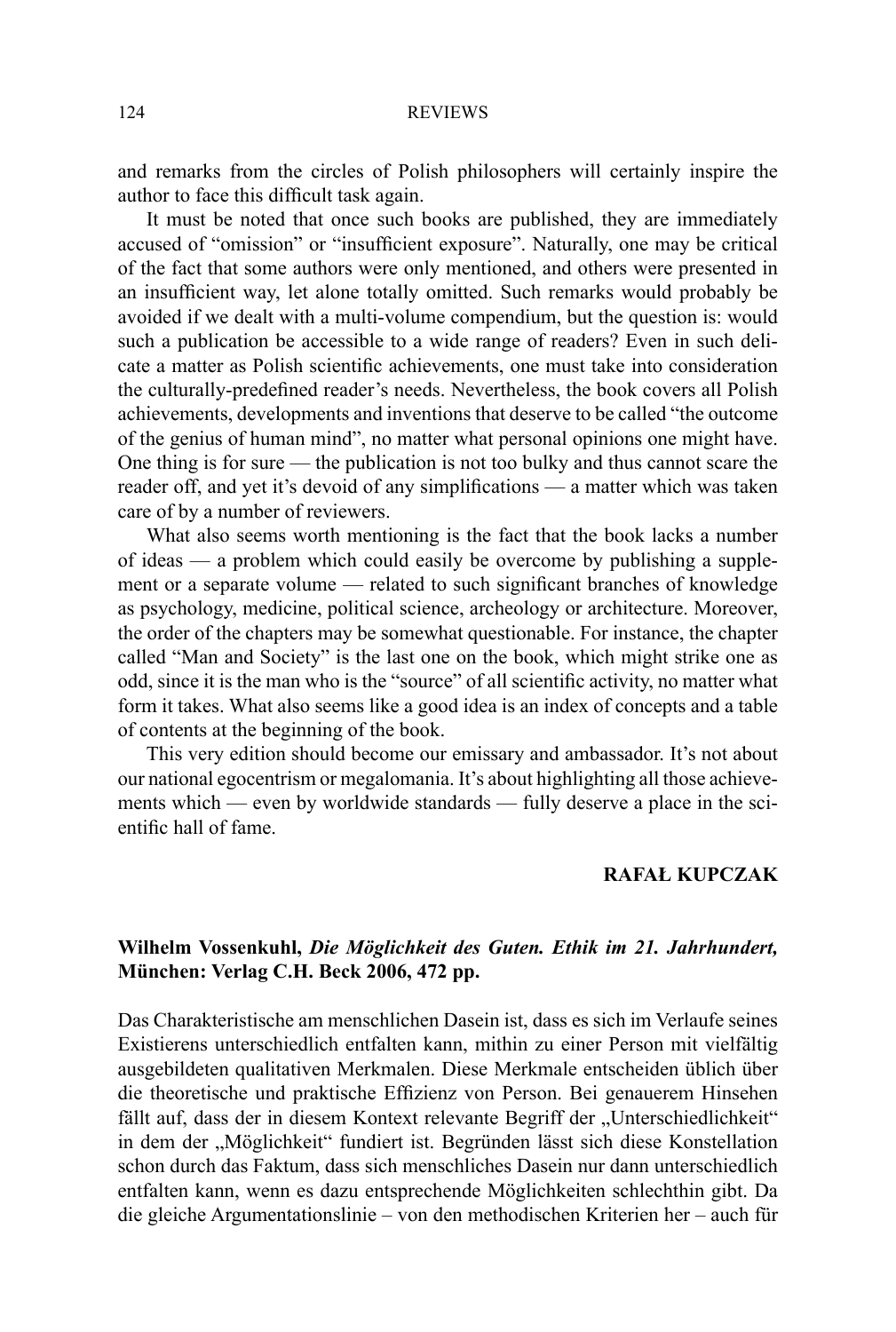and remarks from the circles of Polish philosophers will certainly inspire the author to face this difficult task again.

It must be noted that once such books are published, they are immediately accused of "omission" or "insufficient exposure". Naturally, one may be critical of the fact that some authors were only mentioned, and others were presented in an insufficient way, let alone totally omitted. Such remarks would probably be avoided if we dealt with a multi-volume compendium, but the question is: would such a publication be accessible to a wide range of readers? Even in such delicate a matter as Polish scientific achievements, one must take into consideration the culturally-predefined reader's needs. Nevertheless, the book covers all Polish achievements, developments and inventions that deserve to be called "the outcome of the genius of human mind", no matter what personal opinions one might have. One thing is for sure — the publication is not too bulky and thus cannot scare the reader off, and yet it's devoid of any simplifications — a matter which was taken care of by a number of reviewers.

What also seems worth mentioning is the fact that the book lacks a number of ideas — a problem which could easily be overcome by publishing a supplement or a separate volume — related to such significant branches of knowledge as psychology, medicine, political science, archeology or architecture. Moreover, the order of the chapters may be somewhat questionable. For instance, the chapter called "Man and Society" is the last one on the book, which might strike one as odd, since it is the man who is the "source" of all scientific activity, no matter what form it takes. What also seems like a good idea is an index of concepts and a table of contents at the beginning of the book.

This very edition should become our emissary and ambassador. It's not about our national egocentrism or megalomania. It's about highlighting all those achievements which — even by worldwide standards — fully deserve a place in the scientific hall of fame.

**RAFAŁ KUPCZAK**

**Wilhelm Vossenkuhl, *Die Möglichkeit des Guten. Ethik im 21. Jahrhundert,* München: Verlag C.H. Beck 2006, 472 pp.**

Das Charakteristische am menschlichen Dasein ist, dass es sich im Verlaufe seines Existierens unterschiedlich entfalten kann, mithin zu einer Person mit vielfältig ausgebildeten qualitativen Merkmalen. Diese Merkmale entscheiden üblich über die theoretische und praktische Effizienz von Person. Bei genauerem Hinsehen fällt auf, dass der in diesem Kontext relevante Begriff der „Unterschiedlichkeit" in dem der „Möglichkeit" fundiert ist. Begründen lässt sich diese Konstellation schon durch das Faktum, dass sich menschliches Dasein nur dann unterschiedlich entfalten kann, wenn es dazu entsprechende Möglichkeiten schlechthin gibt. Da die gleiche Argumentationslinie – von den methodischen Kriterien her – auch für